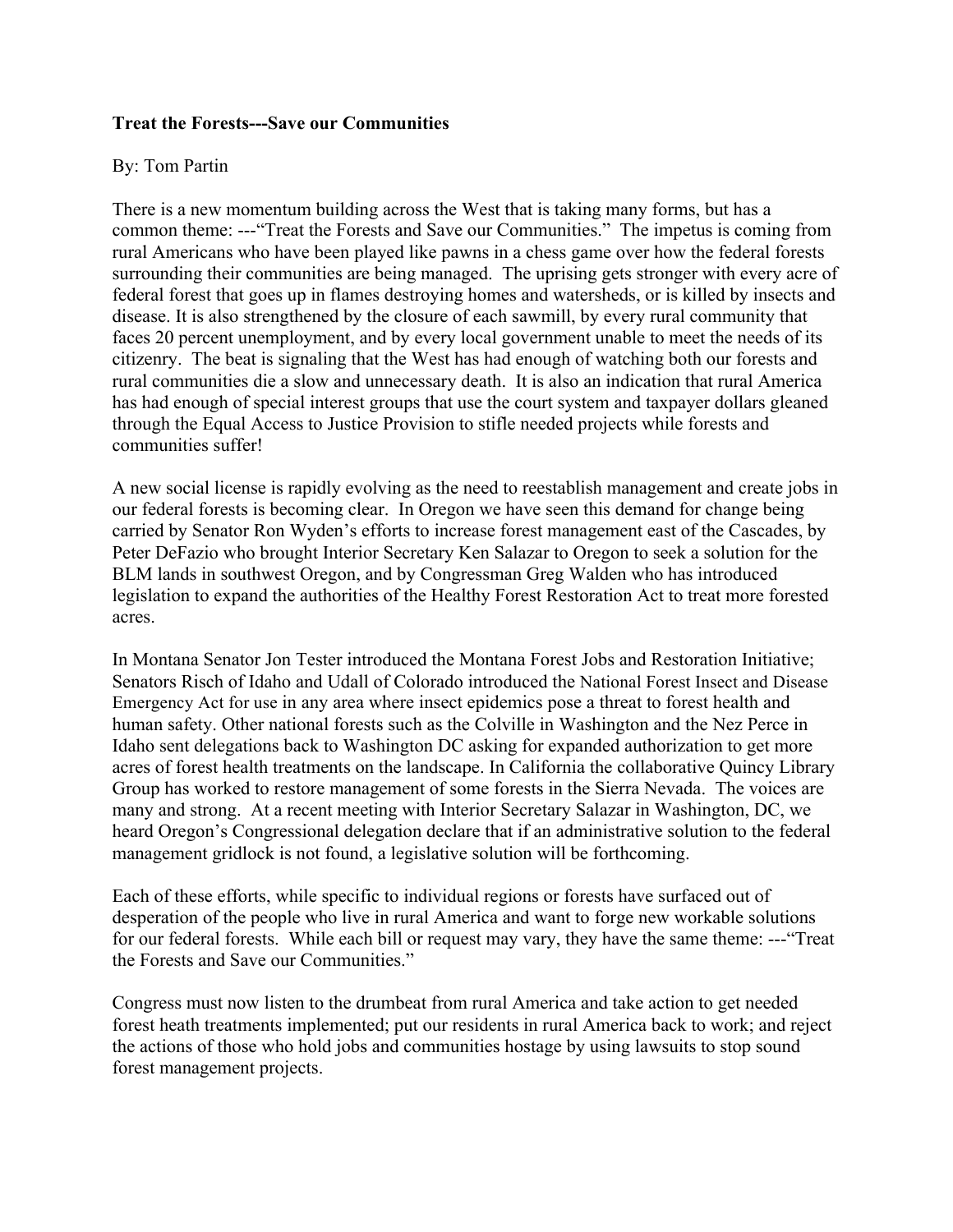**Treat the Forests---Save our Communities**

By: Tom Partin

There is a new momentum building across the West that is taking many forms, but has a common theme: ---"Treat the Forests and Save our Communities." The impetus is coming from rural Americans who have been played like pawns in a chess game over how the federal forests surrounding their communities are being managed. The uprising gets stronger with every acre of federal forest that goes up in flames destroying homes and watersheds, or is killed by insects and disease. It is also strengthened by the closure of each sawmill, by every rural community that faces 20 percent unemployment, and by every local government unable to meet the needs of its citizenry. The beat is signaling that the West has had enough of watching both our forests and rural communities die a slow and unnecessary death. It is also an indication that rural America has had enough of special interest groups that use the court system and taxpayer dollars gleaned through the Equal Access to Justice Provision to stifle needed projects while forests and communities suffer!

A new social license is rapidly evolving as the need to reestablish management and create jobs in our federal forests is becoming clear. In Oregon we have seen this demand for change being carried by Senator Ron Wyden's efforts to increase forest management east of the Cascades, by Peter DeFazio who brought Interior Secretary Ken Salazar to Oregon to seek a solution for the BLM lands in southwest Oregon, and by Congressman Greg Walden who has introduced legislation to expand the authorities of the Healthy Forest Restoration Act to treat more forested acres.

In Montana Senator Jon Tester introduced the Montana Forest Jobs and Restoration Initiative; Senators Risch of Idaho and Udall of Colorado introduced the National Forest Insect and Disease Emergency Act for use in any area where insect epidemics pose a threat to forest health and human safety. Other national forests such as the Colville in Washington and the Nez Perce in Idaho sent delegations back to Washington DC asking for expanded authorization to get more acres of forest health treatments on the landscape. In California the collaborative Quincy Library Group has worked to restore management of some forests in the Sierra Nevada. The voices are many and strong. At a recent meeting with Interior Secretary Salazar in Washington, DC, we heard Oregon's Congressional delegation declare that if an administrative solution to the federal management gridlock is not found, a legislative solution will be forthcoming.

Each of these efforts, while specific to individual regions or forests have surfaced out of desperation of the people who live in rural America and want to forge new workable solutions for our federal forests. While each bill or request may vary, they have the same theme: ---"Treat the Forests and Save our Communities."

Congress must now listen to the drumbeat from rural America and take action to get needed forest heath treatments implemented; put our residents in rural America back to work; and reject the actions of those who hold jobs and communities hostage by using lawsuits to stop sound forest management projects.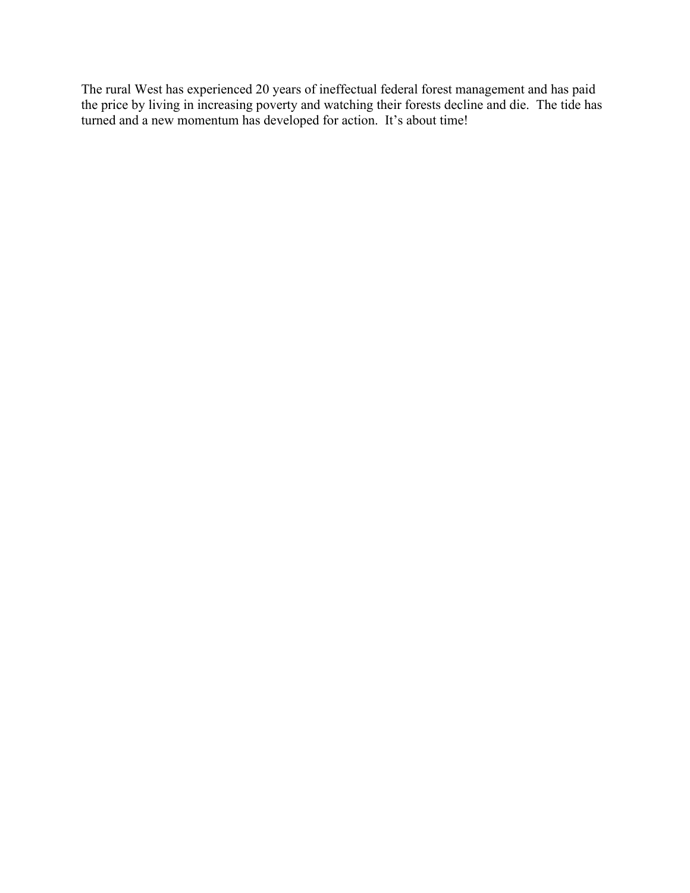The rural West has experienced 20 years of ineffectual federal forest management and has paid the price by living in increasing poverty and watching their forests decline and die. The tide has turned and a new momentum has developed for action. It's about time!